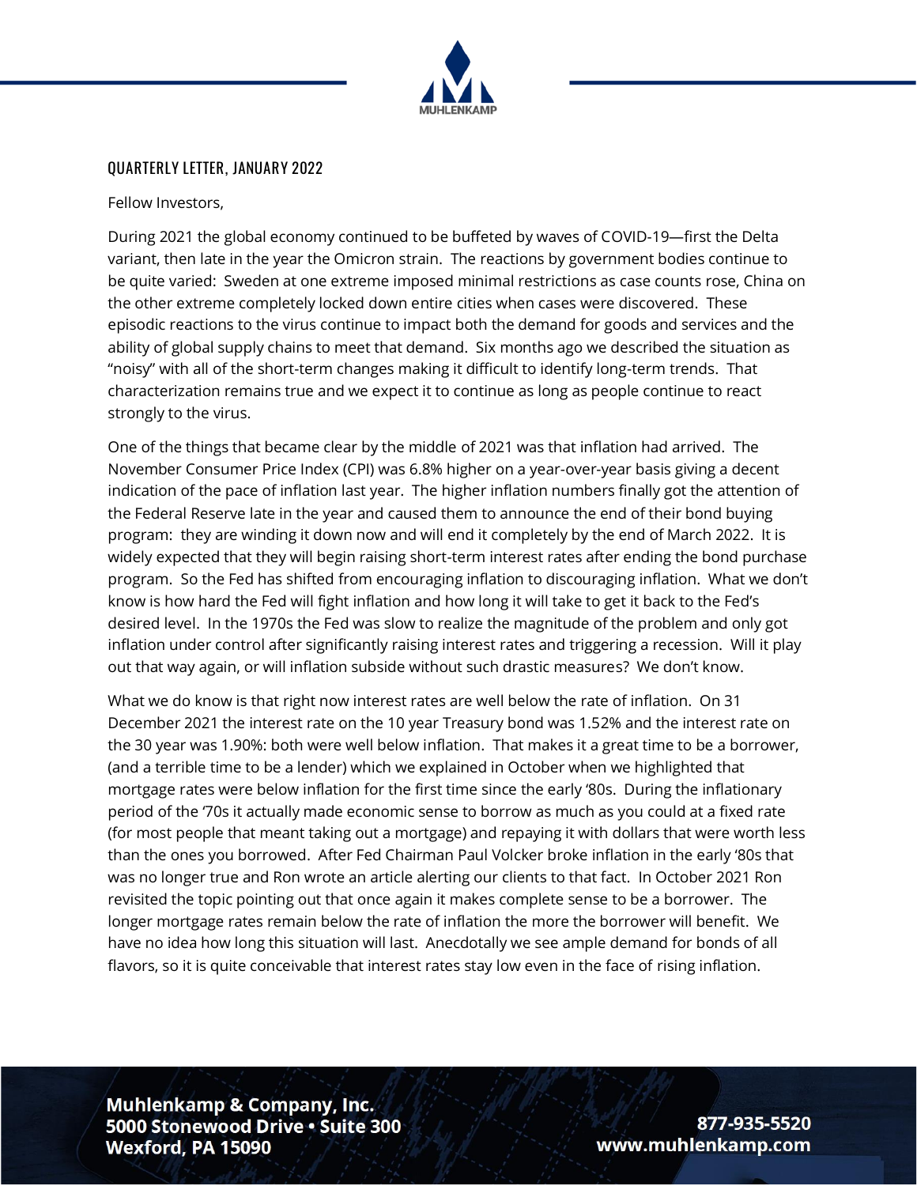QUARTERLY LETTER, JANUARY 2022

Fellow Investors,

During 2021 the global economy continued to be buffeted by waves of COVID-19—first the Delta variant, then late in the year the Omicron strain. The reactions by government bodies continue to be quite varied: Sweden at one extreme imposed minimal restrictions as case counts rose, China on the other extreme completely locked down entire cities when cases were discovered. These episodic reactions to the virus continue to impact both the demand for goods and services and the ability of global supply chains to meet that demand. Six months ago we described the situation as "noisy" with all of the short-term changes making it difficult to identify long-term trends. That characterization remains true and we expect it to continue as long as people continue to react strongly to the virus.

One of the things that became clear by the middle of 2021 was that inflation had arrived. The November Consumer Price Index (CPI) was 6.8% higher on a year-over-year basis giving a decent indication of the pace of inflation last year. The higher inflation numbers finally got the attention of the Federal Reserve late in the year and caused them to announce the end of their bond buying program: they are winding it down now and will end it completely by the end of March 2022. It is widely expected that they will begin raising short-term interest rates after ending the bond purchase program. So the Fed has shifted from encouraging inflation to discouraging inflation. What we don't know is how hard the Fed will fight inflation and how long it will take to get it back to the Fed's desired level. In the 1970s the Fed was slow to realize the magnitude of the problem and only got inflation under control after significantly raising interest rates and triggering a recession. Will it play out that way again, or will inflation subside without such drastic measures? We don't know.

What we do know is that right now interest rates are well below the rate of inflation. On 31 December 2021 the interest rate on the 10 year Treasury bond was 1.52% and the interest rate on the 30 year was 1.90%: both were well below inflation. That makes it a great time to be a borrower, (and a terrible time to be a lender) which we explained in October when we highlighted that mortgage rates were below inflation for the first time since the early '80s. During the inflationary period of the '70s it actually made economic sense to borrow as much as you could at a fixed rate (for most people that meant taking out a mortgage) and repaying it with dollars that were worth less than the ones you borrowed. After Fed Chairman Paul Volcker broke inflation in the early '80s that was no longer true and Ron wrote an article alerting our clients to that fact. In October 2021 Ron revisited the topic pointing out that once again it makes complete sense to be a borrower. The longer mortgage rates remain below the rate of inflation the more the borrower will benefit. We have no idea how long this situation will last. Anecdotally we see ample demand for bonds of all flavors, so it is quite conceivable that interest rates stay low even in the face of rising inflation.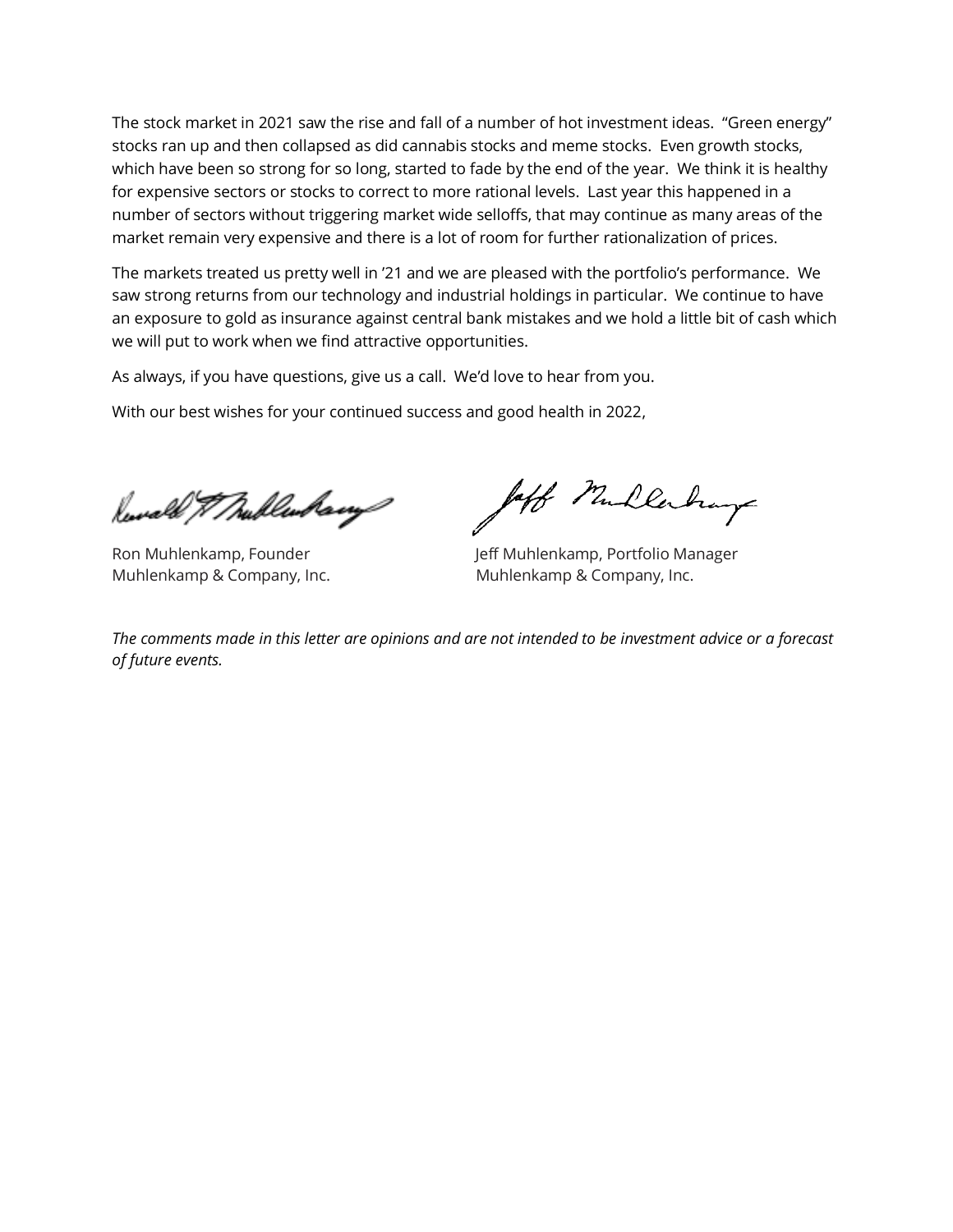The stock market in 2021 saw the rise and fall of a number of hot investment ideas. "Green energy" stocks ran up and then collapsed as did cannabis stocks and meme stocks. Even growth stocks, which have been so strong for so long, started to fade by the end of the year. We think it is healthy for expensive sectors or stocks to correct to more rational levels. Last year this happened in a number of sectors without triggering market wide selloffs, that may continue as many areas of the market remain very expensive and there is a lot of room for further rationalization of prices.

The markets treated us pretty well in '21 and we are pleased with the portfolio's performance. We saw strong returns from our technology and industrial holdings in particular. We continue to have an exposure to gold as insurance against central bank mistakes and we hold a little bit of cash which we will put to work when we find attractive opportunities.

As always, if you have questions, give us a call. We'd love to hear from you.

With our best wishes for your continued success and good health in 2022,

Ron Muhlenkamp, Founder
Muhlenkamp & Company, Inc.

Jeff Muhlenkamp, Portfolio Manager
Muhlenkamp & Company, Inc.

*The comments made in this letter are opinions and are not intended to be investment advice or a forecast of future events.*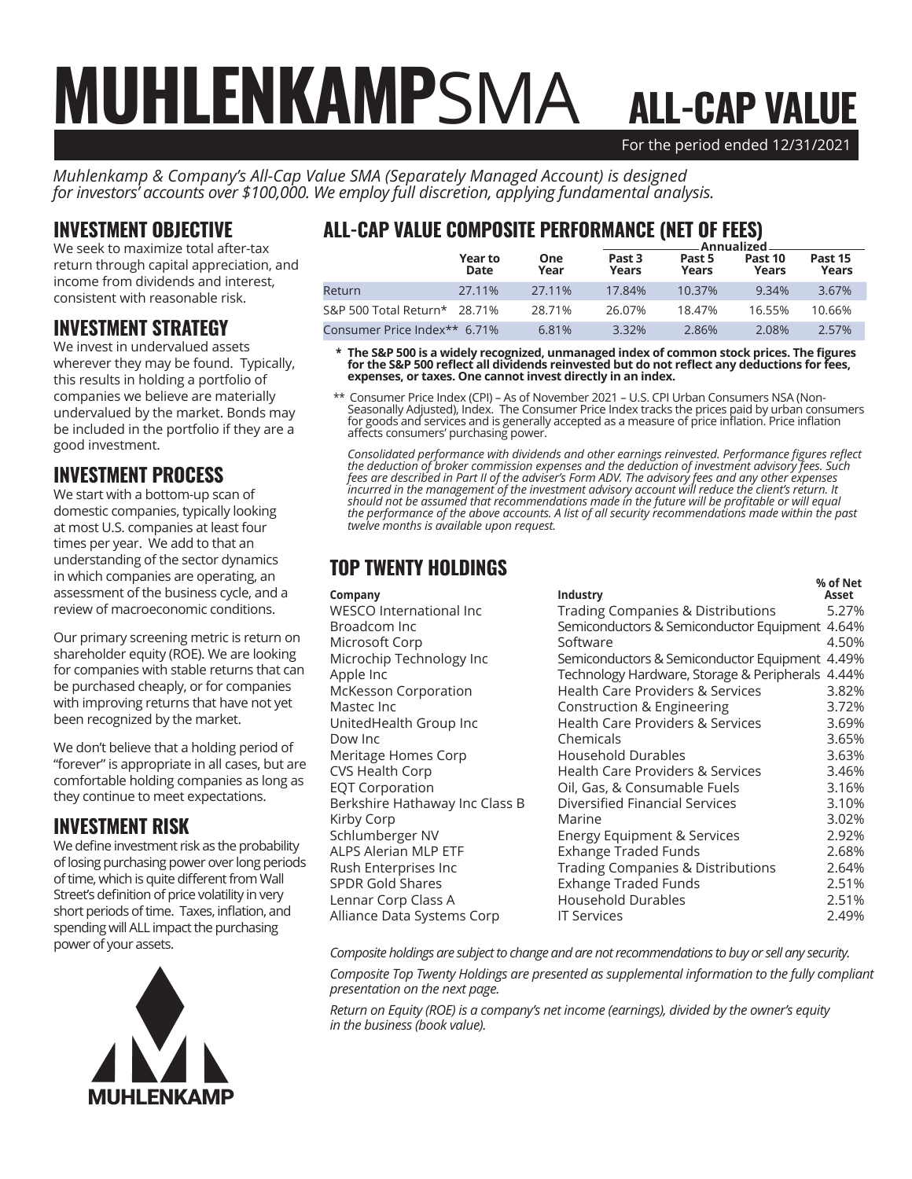# MUHLENKAMPSMA ALL-CAP VALUE

For the period ended 12/31/2021

*Muhlenkamp & Company's All-Cap Value SMA (Separately Managed Account) is designed for investors' accounts over $100,000. We employ full discretion, applying fundamental analysis.*

## INVESTMENT OBJECTIVE

We seek to maximize total after-tax return through capital appreciation, and income from dividends and interest, consistent with reasonable risk.

## INVESTMENT STRATEGY

We invest in undervalued assets wherever they may be found. Typically, this results in holding a portfolio of companies we believe are materially undervalued by the market. Bonds may be included in the portfolio if they are a good investment.

## INVESTMENT PROCESS

We start with a bottom-up scan of domestic companies, typically looking at most U.S. companies at least four times per year. We add to that an understanding of the sector dynamics in which companies are operating, an assessment of the business cycle, and a review of macroeconomic conditions.

Our primary screening metric is return on shareholder equity (ROE). We are looking for companies with stable returns that can be purchased cheaply, or for companies with improving returns that have not yet been recognized by the market.

We don't believe that a holding period of "forever" is appropriate in all cases, but are comfortable holding companies as long as they continue to meet expectations.

## INVESTMENT RISK

We define investment risk as the probability of losing purchasing power over long periods of time, which is quite different from Wall Street's definition of price volatility in very short periods of time. Taxes, inflation, and spending will ALL impact the purchasing power of your assets.

## ALL-CAP VALUE COMPOSITE PERFORMANCE (NET OF FEES)

| | | | Annualized | | | |
|---|---|---|---|---|---|---|
| | Year to Date | One Year | Past 3 Years | Past 5 Years | Past 10 Years | Past 15 Years |
| Return | 27.11% | 27.11% | 17.84% | 10.37% | 9.34% | 3.67% |
| S&P 500 Total Return* | 28.71% | 28.71% | 26.07% | 18.47% | 16.55% | 10.66% |
| Consumer Price Index** | 6.71% | 6.81% | 3.32% | 2.86% | 2.08% | 2.57% |

**\* The S&P 500 is a widely recognized, unmanaged index of common stock prices. The figures for the S&P 500 reflect all dividends reinvested but do not reflect any deductions for fees, expenses, or taxes. One cannot invest directly in an index.**

** Consumer Price Index (CPI) – As of November 2021 – U.S. CPI Urban Consumers NSA (Non-Seasonally Adjusted), Index. The Consumer Price Index tracks the prices paid by urban consumers for goods and services and is generally accepted as a measure of price inflation. Price inflation affects consumers' purchasing power.

*Consolidated performance with dividends and other earnings reinvested. Performance figures reflect the deduction of broker commission expenses and the deduction of investment advisory fees. Such fees are described in Part II of the adviser's Form ADV. The advisory fees and any other expenses incurred in the management of the investment advisory account will reduce the client's return. It should not be assumed that recommendations made in the future will be profitable or will equal the performance of the above accounts. A list of all security recommendations made within the past twelve months is available upon request.*

## TOP TWENTY HOLDINGS

| Company | Industry | % of Net Asset |
|---|---|---|
| WESCO International Inc | Trading Companies & Distributions | 5.27% |
| Broadcom Inc | Semiconductors & Semiconductor Equipment | 4.64% |
| Microsoft Corp | Software | 4.50% |
| Microchip Technology Inc | Semiconductors & Semiconductor Equipment | 4.49% |
| Apple Inc | Technology Hardware, Storage & Peripherals | 4.44% |
| McKesson Corporation | Health Care Providers & Services | 3.82% |
| Mastec Inc | Construction & Engineering | 3.72% |
| UnitedHealth Group Inc | Health Care Providers & Services | 3.69% |
| Dow Inc | Chemicals | 3.65% |
| Meritage Homes Corp | Household Durables | 3.63% |
| CVS Health Corp | Health Care Providers & Services | 3.46% |
| EQT Corporation | Oil, Gas, & Consumable Fuels | 3.16% |
| Berkshire Hathaway Inc Class B | Diversified Financial Services | 3.10% |
| Kirby Corp | Marine | 3.02% |
| Schlumberger NV | Energy Equipment & Services | 2.92% |
| ALPS Alerian MLP ETF | Exhange Traded Funds | 2.68% |
| Rush Enterprises Inc | Trading Companies & Distributions | 2.64% |
| SPDR Gold Shares | Exhange Traded Funds | 2.51% |
| Lennar Corp Class A | Household Durables | 2.51% |
| Alliance Data Systems Corp | IT Services | 2.49% |

*Composite holdings are subject to change and are not recommendations to buy or sell any security.*

*Composite Top Twenty Holdings are presented as supplemental information to the fully compliant presentation on the next page.*

*Return on Equity (ROE) is a company's net income (earnings), divided by the owner's equity in the business (book value).*

MUHLENKAMP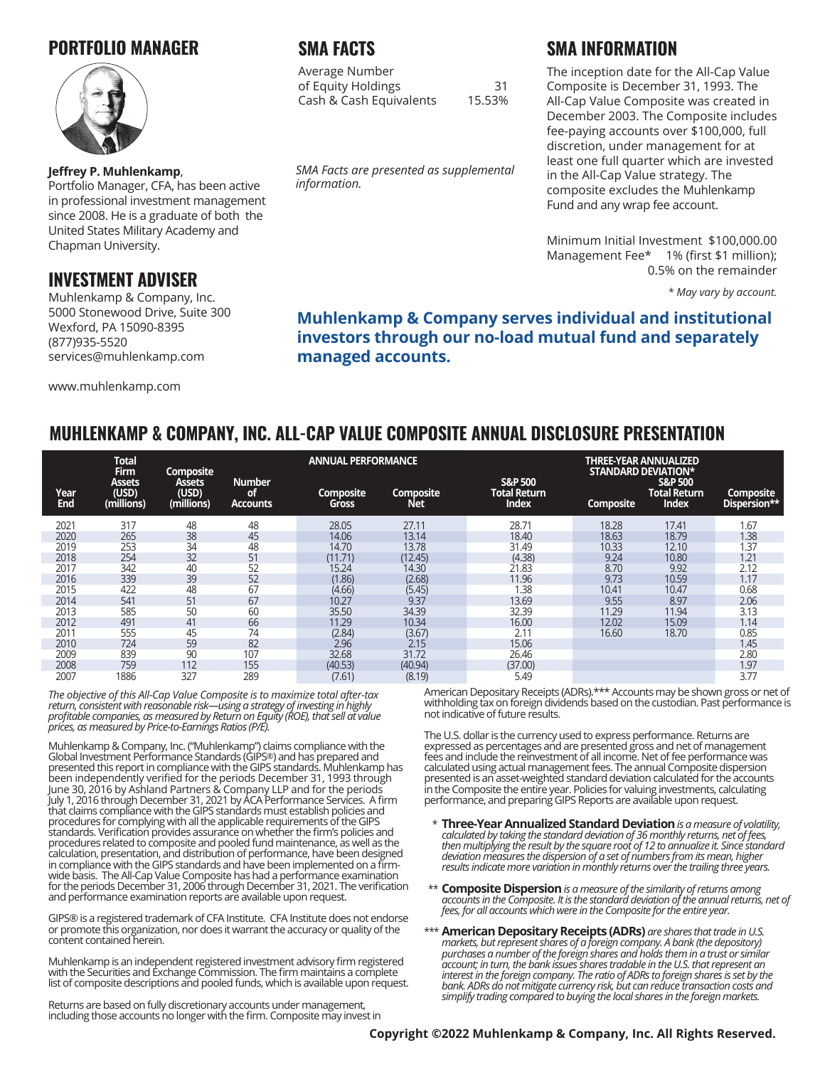## PORTFOLIO MANAGER

**Jeffrey P. Muhlenkamp**, Portfolio Manager, CFA, has been active in professional investment management since 2008. He is a graduate of both the United States Military Academy and Chapman University.

## INVESTMENT ADVISER

Muhlenkamp & Company, Inc.
5000 Stonewood Drive, Suite 300
Wexford, PA 15090-8395
(877)935-5520
services@muhlenkamp.com

www.muhlenkamp.com

## SMA FACTS

| | |
|---|---|
| Average Number of Equity Holdings | 31 |
| Cash & Cash Equivalents | 15.53% |

*SMA Facts are presented as supplemental information.*

## SMA INFORMATION

The inception date for the All-Cap Value Composite is December 31, 1993. The All-Cap Value Composite was created in December 2003. The Composite includes fee-paying accounts over $100,000, full discretion, under management for at least one full quarter which are invested in the All-Cap Value strategy. The composite excludes the Muhlenkamp Fund and any wrap fee account.

Minimum Initial Investment $100,000.00
Management Fee* 1% (first $1 million); 0.5% on the remainder

*\* May vary by account.*

**Muhlenkamp & Company serves individual and institutional investors through our no-load mutual fund and separately managed accounts.**

## MUHLENKAMP & COMPANY, INC. ALL-CAP VALUE COMPOSITE ANNUAL DISCLOSURE PRESENTATION

| | | | | ANNUAL PERFORMANCE | | | THREE-YEAR ANNUALIZED STANDARD DEVIATION* | | |
|---|---|---|---|---|---|---|---|---|---|
| Year End | Total Firm Assets (USD) (millions) | Composite Assets (USD) (millions) | Number of Accounts | Composite Gross | Composite Net | S&P 500 Total Return Index | Composite | S&P 500 Total Return Index | Composite Dispersion** |
| 2021 | 317 | 48 | 48 | 28.05 | 27.11 | 28.71 | 18.28 | 17.41 | 1.67 |
| 2020 | 265 | 38 | 45 | 14.06 | 13.14 | 18.40 | 18.63 | 18.79 | 1.38 |
| 2019 | 253 | 34 | 48 | 14.70 | 13.78 | 31.49 | 10.33 | 12.10 | 1.37 |
| 2018 | 254 | 32 | 51 | (11.71) | (12.45) | (4.38) | 9.24 | 10.80 | 1.21 |
| 2017 | 342 | 40 | 52 | 15.24 | 14.30 | 21.83 | 8.70 | 9.92 | 2.12 |
| 2016 | 339 | 39 | 52 | (1.86) | (2.68) | 11.96 | 9.73 | 10.59 | 1.17 |
| 2015 | 422 | 48 | 67 | (4.66) | (5.45) | 1.38 | 10.41 | 10.47 | 0.68 |
| 2014 | 541 | 51 | 67 | 10.27 | 9.37 | 13.69 | 9.55 | 8.97 | 2.06 |
| 2013 | 585 | 50 | 60 | 35.50 | 34.39 | 32.39 | 11.29 | 11.94 | 3.13 |
| 2012 | 491 | 41 | 66 | 11.29 | 10.34 | 16.00 | 12.02 | 15.09 | 1.14 |
| 2011 | 555 | 45 | 74 | (2.84) | (3.67) | 2.11 | 16.60 | 18.70 | 0.85 |
| 2010 | 724 | 59 | 82 | 2.96 | 2.15 | 15.06 | | | 1.45 |
| 2009 | 839 | 90 | 107 | 32.68 | 31.72 | 26.46 | | | 2.80 |
| 2008 | 759 | 112 | 155 | (40.53) | (40.94) | (37.00) | | | 1.97 |
| 2007 | 1886 | 327 | 289 | (7.61) | (8.19) | 5.49 | | | 3.77 |

*The objective of this All-Cap Value Composite is to maximize total after-tax return, consistent with reasonable risk—using a strategy of investing in highly profitable companies, as measured by Return on Equity (ROE), that sell at value prices, as measured by Price-to-Earnings Ratios (P/E).*

Muhlenkamp & Company, Inc. ("Muhlenkamp") claims compliance with the Global Investment Performance Standards (GIPS®) and has prepared and presented this report in compliance with the GIPS standards. Muhlenkamp has been independently verified for the periods December 31, 1993 through June 30, 2016 by Ashland Partners & Company LLP and for the periods July 1, 2016 through December 31, 2021 by ACA Performance Services. A firm that claims compliance with the GIPS standards must establish policies and procedures for complying with all the applicable requirements of the GIPS standards. Verification provides assurance on whether the firm's policies and procedures related to composite and pooled fund maintenance, as well as the calculation, presentation, and distribution of performance, have been designed in compliance with the GIPS standards and have been implemented on a firm-wide basis. The All-Cap Value Composite has had a performance examination for the periods December 31, 2006 through December 31, 2021. The verification and performance examination reports are available upon request.

GIPS® is a registered trademark of CFA Institute. CFA Institute does not endorse or promote this organization, nor does it warrant the accuracy or quality of the content contained herein.

Muhlenkamp is an independent registered investment advisory firm registered with the Securities and Exchange Commission. The firm maintains a complete list of composite descriptions and pooled funds, which is available upon request.

Returns are based on fully discretionary accounts under management, including those accounts no longer with the firm. Composite may invest in American Depositary Receipts (ADRs).*** Accounts may be shown gross or net of withholding tax on foreign dividends based on the custodian. Past performance is not indicative of future results.

The U.S. dollar is the currency used to express performance. Returns are expressed as percentages and are presented gross and net of management fees and include the reinvestment of all income. Net of fee performance was calculated using actual management fees. The annual Composite dispersion presented is an asset-weighted standard deviation calculated for the accounts in the Composite the entire year. Policies for valuing investments, calculating performance, and preparing GIPS Reports are available upon request.

\* **Three-Year Annualized Standard Deviation** *is a measure of volatility, calculated by taking the standard deviation of 36 monthly returns, net of fees, then multiplying the result by the square root of 12 to annualize it. Since standard deviation measures the dispersion of a set of numbers from its mean, higher results indicate more variation in monthly returns over the trailing three years.*

\*\* **Composite Dispersion** *is a measure of the similarity of returns among accounts in the Composite. It is the standard deviation of the annual returns, net of fees, for all accounts which were in the Composite for the entire year.*

\*\*\* **American Depositary Receipts (ADRs)** *are shares that trade in U.S. markets, but represent shares of a foreign company. A bank (the depository) purchases a number of the foreign shares and holds them in a trust or similar account; in turn, the bank issues shares tradable in the U.S. that represent an interest in the foreign company. The ratio of ADRs to foreign shares is set by the bank. ADRs do not mitigate currency risk, but can reduce transaction costs and simplify trading compared to buying the local shares in the foreign markets.*

**Copyright ©2022 Muhlenkamp & Company, Inc. All Rights Reserved.**